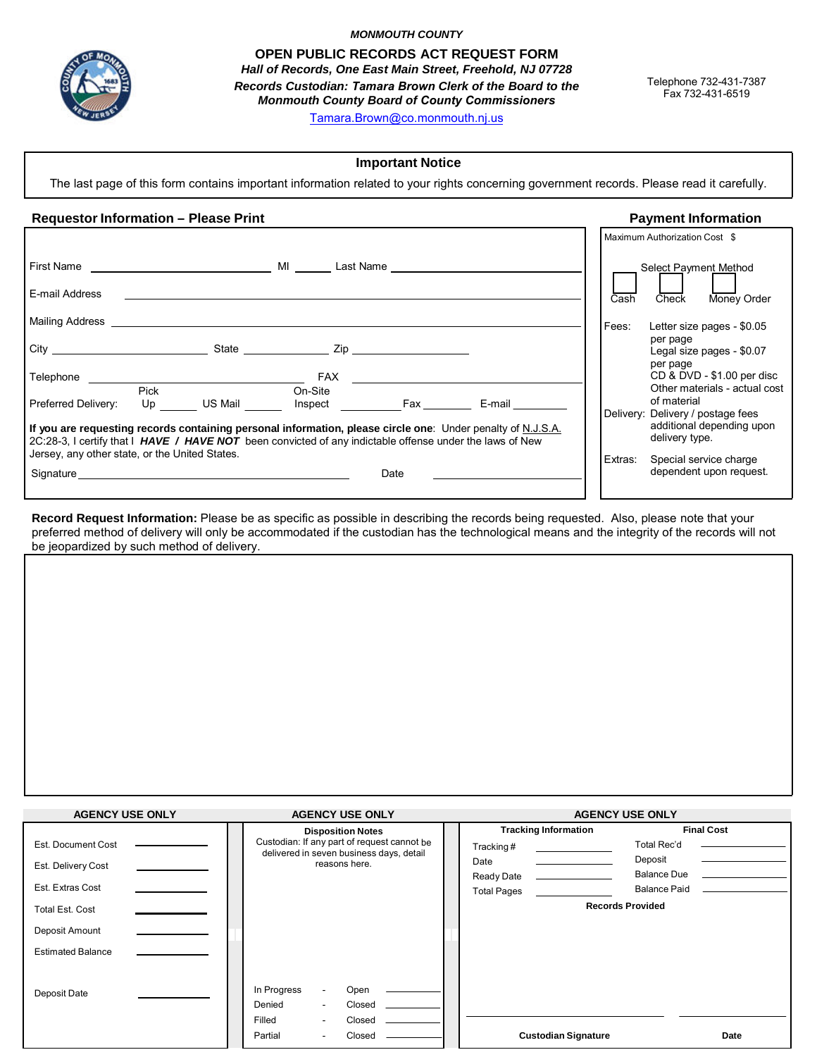*MONMOUTH COUNTY*

# OPEN PUBLIC RECORDS ACT REQUEST FORM

***Hall of Records, One East Main Street, Freehold, NJ 07728***

***Records Custodian: Tamara Brown Clerk of the Board to the Monmouth County Board of County Commissioners***

Tamara.Brown@co.monmouth.nj.us

Telephone 732-431-7387
Fax 732-431-6519

---

**Important Notice**

The last page of this form contains important information related to your rights concerning government records. Please read it carefully.

---

## Requestor Information – Please Print

First Name ______________________ MI ______ Last Name ______________________

E-mail Address ______________________________________________

Mailing Address ______________________________________________

City ______________________ State ____________ Zip ______________

Telephone ______________________ FAX ______________________

Preferred Delivery: Pick Up ______ US Mail ______ On-Site Inspect ______ Fax ______ E-mail ______

**If you are requesting records containing personal information, please circle one**: Under penalty of N.J.S.A. 2C:28-3, I certify that I ***HAVE / HAVE NOT*** been convicted of any indictable offense under the laws of New Jersey, any other state, or the United States.

Signature ______________________________ Date ______________

## Payment Information

Maximum Authorization Cost $

Select Payment Method

☐ Cash ☐ Check ☐ Money Order

Fees: Letter size pages - $0.05 per page
Legal size pages - $0.07 per page
CD & DVD - $1.00 per disc
Other materials - actual cost of material

Delivery: Delivery / postage fees additional depending upon delivery type.

Extras: Special service charge dependent upon request.

---

**Record Request Information:** Please be as specific as possible in describing the records being requested. Also, please note that your preferred method of delivery will only be accommodated if the custodian has the technological means and the integrity of the records will not be jeopardized by such method of delivery.

---

### AGENCY USE ONLY

Est. Document Cost ______

Est. Delivery Cost ______

Est. Extras Cost ______

Total Est. Cost ______

Deposit Amount ______

Estimated Balance ______

Deposit Date ______

### AGENCY USE ONLY

**Disposition Notes**

Custodian: If any part of request cannot be delivered in seven business days, detail reasons here.

In Progress - Open ______

Denied - Closed ______

Filled - Closed ______

Partial - Closed ______

### AGENCY USE ONLY

**Tracking Information**

Tracking # ______

Date ______

Ready Date ______

Total Pages ______

**Final Cost**

Total Rec'd ______

Deposit ______

Balance Due ______

Balance Paid ______

**Records Provided**

**Custodian Signature** ______________________ **Date** ______________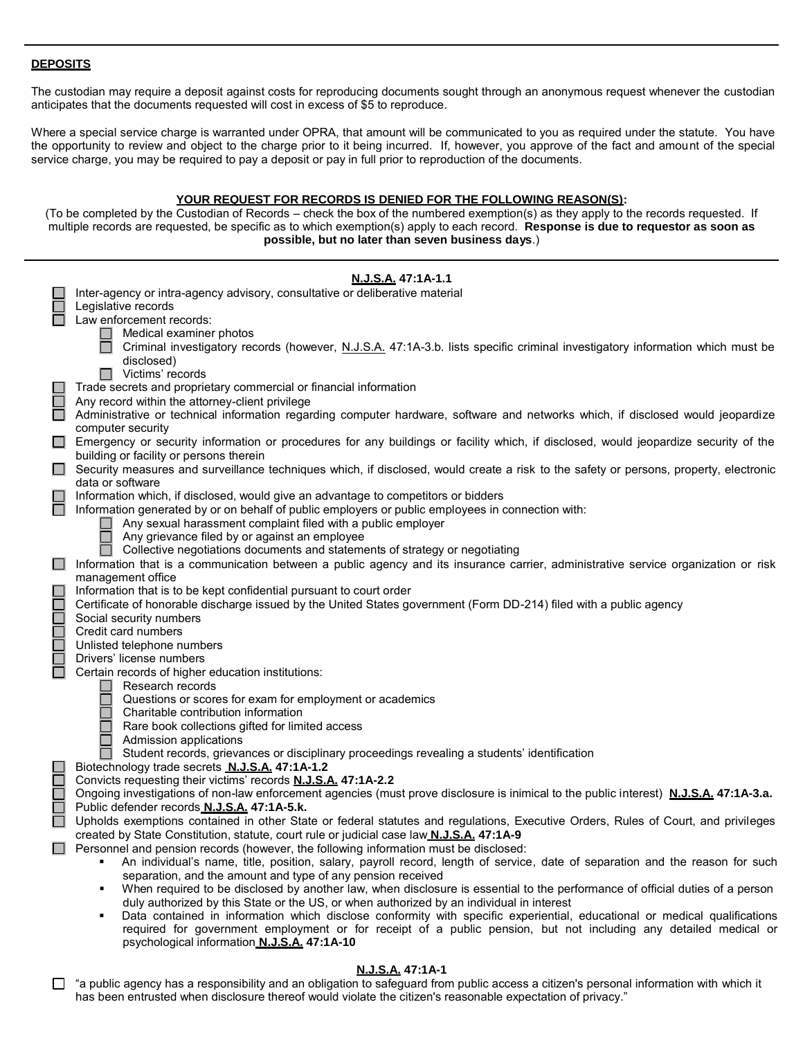## DEPOSITS

The custodian may require a deposit against costs for reproducing documents sought through an anonymous request whenever the custodian anticipates that the documents requested will cost in excess of $5 to reproduce.

Where a special service charge is warranted under OPRA, that amount will be communicated to you as required under the statute. You have the opportunity to review and object to the charge prior to it being incurred. If, however, you approve of the fact and amount of the special service charge, you may be required to pay a deposit or pay in full prior to reproduction of the documents.

### YOUR REQUEST FOR RECORDS IS DENIED FOR THE FOLLOWING REASON(S):

(To be completed by the Custodian of Records – check the box of the numbered exemption(s) as they apply to the records requested. If multiple records are requested, be specific as to which exemption(s) apply to each record. **Response is due to requestor as soon as possible, but no later than seven business days**.)

**N.J.S.A. 47:1A-1.1**

- ☐ Inter-agency or intra-agency advisory, consultative or deliberative material
- ☐ Legislative records
- ☐ Law enforcement records:
  - ☐ Medical examiner photos
  - ☐ Criminal investigatory records (however, N.J.S.A. 47:1A-3.b. lists specific criminal investigatory information which must be disclosed)
  - ☐ Victims' records
- ☐ Trade secrets and proprietary commercial or financial information
- ☐ Any record within the attorney-client privilege
- ☐ Administrative or technical information regarding computer hardware, software and networks which, if disclosed would jeopardize computer security
- ☐ Emergency or security information or procedures for any buildings or facility which, if disclosed, would jeopardize security of the building or facility or persons therein
- ☐ Security measures and surveillance techniques which, if disclosed, would create a risk to the safety or persons, property, electronic data or software
- ☐ Information which, if disclosed, would give an advantage to competitors or bidders
- ☐ Information generated by or on behalf of public employers or public employees in connection with:
  - ☐ Any sexual harassment complaint filed with a public employer
  - ☐ Any grievance filed by or against an employee
  - ☐ Collective negotiations documents and statements of strategy or negotiating
- ☐ Information that is a communication between a public agency and its insurance carrier, administrative service organization or risk management office
- ☐ Information that is to be kept confidential pursuant to court order
- ☐ Certificate of honorable discharge issued by the United States government (Form DD-214) filed with a public agency
- ☐ Social security numbers
- ☐ Credit card numbers
- ☐ Unlisted telephone numbers
- ☐ Drivers' license numbers
- ☐ Certain records of higher education institutions:
  - ☐ Research records
  - ☐ Questions or scores for exam for employment or academics
  - ☐ Charitable contribution information
  - ☐ Rare book collections gifted for limited access
  - ☐ Admission applications
  - ☐ Student records, grievances or disciplinary proceedings revealing a students' identification
- ☐ Biotechnology trade secrets **N.J.S.A. 47:1A-1.2**
- ☐ Convicts requesting their victims' records **N.J.S.A. 47:1A-2.2**
- ☐ Ongoing investigations of non-law enforcement agencies (must prove disclosure is inimical to the public interest) **N.J.S.A. 47:1A-3.a.**
- ☐ Public defender records **N.J.S.A. 47:1A-5.k.**
- ☐ Upholds exemptions contained in other State or federal statutes and regulations, Executive Orders, Rules of Court, and privileges created by State Constitution, statute, court rule or judicial case law **N.J.S.A. 47:1A-9**
- ☐ Personnel and pension records (however, the following information must be disclosed:
  - An individual's name, title, position, salary, payroll record, length of service, date of separation and the reason for such separation, and the amount and type of any pension received
  - When required to be disclosed by another law, when disclosure is essential to the performance of official duties of a person duly authorized by this State or the US, or when authorized by an individual in interest
  - Data contained in information which disclose conformity with specific experiential, educational or medical qualifications required for government employment or for receipt of a public pension, but not including any detailed medical or psychological information **N.J.S.A. 47:1A-10**

**N.J.S.A. 47:1A-1**

- ☐ "a public agency has a responsibility and an obligation to safeguard from public access a citizen's personal information with which it has been entrusted when disclosure thereof would violate the citizen's reasonable expectation of privacy."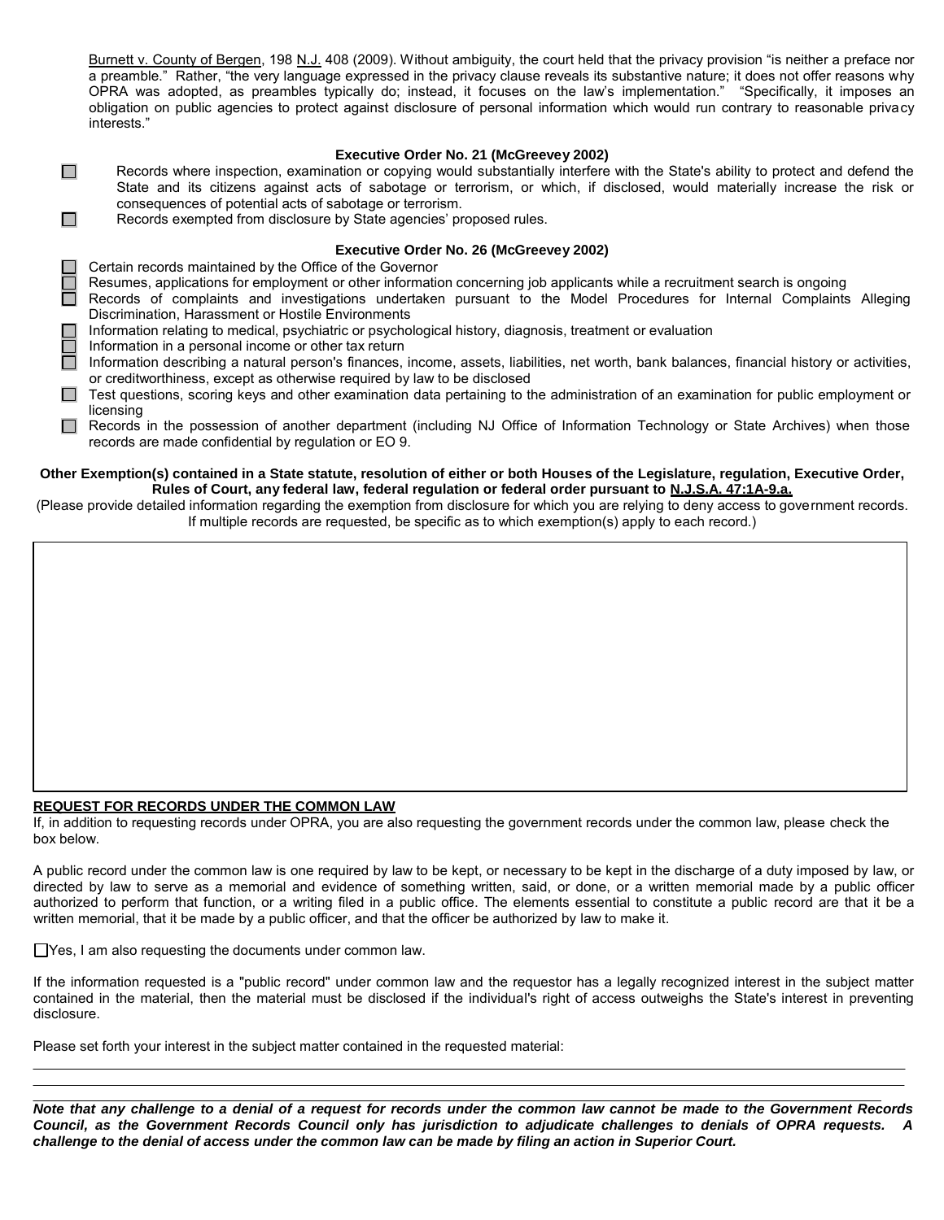Burnett v. County of Bergen, 198 N.J. 408 (2009). Without ambiguity, the court held that the privacy provision "is neither a preface nor a preamble." Rather, "the very language expressed in the privacy clause reveals its substantive nature; it does not offer reasons why OPRA was adopted, as preambles typically do; instead, it focuses on the law's implementation." "Specifically, it imposes an obligation on public agencies to protect against disclosure of personal information which would run contrary to reasonable privacy interests."

### Executive Order No. 21 (McGreevey 2002)

- ☐ Records where inspection, examination or copying would substantially interfere with the State's ability to protect and defend the State and its citizens against acts of sabotage or terrorism, or which, if disclosed, would materially increase the risk or consequences of potential acts of sabotage or terrorism.
- ☐ Records exempted from disclosure by State agencies' proposed rules.

### Executive Order No. 26 (McGreevey 2002)

- ☐ Certain records maintained by the Office of the Governor
- ☐ Resumes, applications for employment or other information concerning job applicants while a recruitment search is ongoing
- ☐ Records of complaints and investigations undertaken pursuant to the Model Procedures for Internal Complaints Alleging Discrimination, Harassment or Hostile Environments
- ☐ Information relating to medical, psychiatric or psychological history, diagnosis, treatment or evaluation
- ☐ Information in a personal income or other tax return
- ☐ Information describing a natural person's finances, income, assets, liabilities, net worth, bank balances, financial history or activities, or creditworthiness, except as otherwise required by law to be disclosed
- ☐ Test questions, scoring keys and other examination data pertaining to the administration of an examination for public employment or licensing
- ☐ Records in the possession of another department (including NJ Office of Information Technology or State Archives) when those records are made confidential by regulation or EO 9.

**Other Exemption(s) contained in a State statute, resolution of either or both Houses of the Legislature, regulation, Executive Order, Rules of Court, any federal law, federal regulation or federal order pursuant to N.J.S.A. 47:1A-9.a.**

(Please provide detailed information regarding the exemption from disclosure for which you are relying to deny access to government records. If multiple records are requested, be specific as to which exemption(s) apply to each record.)

## REQUEST FOR RECORDS UNDER THE COMMON LAW

If, in addition to requesting records under OPRA, you are also requesting the government records under the common law, please check the box below.

A public record under the common law is one required by law to be kept, or necessary to be kept in the discharge of a duty imposed by law, or directed by law to serve as a memorial and evidence of something written, said, or done, or a written memorial made by a public officer authorized to perform that function, or a writing filed in a public office. The elements essential to constitute a public record are that it be a written memorial, that it be made by a public officer, and that the officer be authorized by law to make it.

☐ Yes, I am also requesting the documents under common law.

If the information requested is a "public record" under common law and the requestor has a legally recognized interest in the subject matter contained in the material, then the material must be disclosed if the individual's right of access outweighs the State's interest in preventing disclosure.

Please set forth your interest in the subject matter contained in the requested material:

***Note that any challenge to a denial of a request for records under the common law cannot be made to the Government Records Council, as the Government Records Council only has jurisdiction to adjudicate challenges to denials of OPRA requests. A challenge to the denial of access under the common law can be made by filing an action in Superior Court.***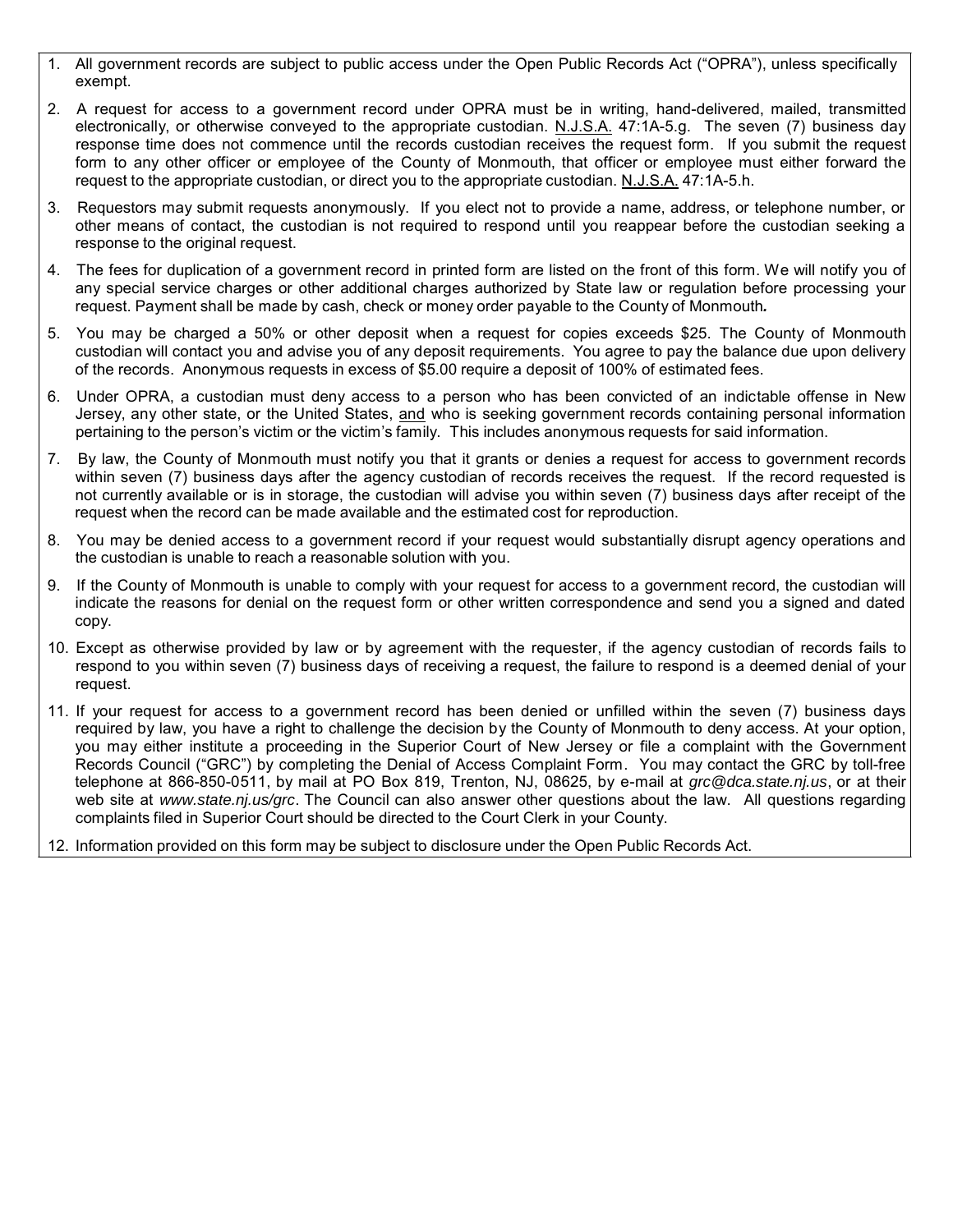1. All government records are subject to public access under the Open Public Records Act ("OPRA"), unless specifically exempt.

2. A request for access to a government record under OPRA must be in writing, hand-delivered, mailed, transmitted electronically, or otherwise conveyed to the appropriate custodian. N.J.S.A. 47:1A-5.g. The seven (7) business day response time does not commence until the records custodian receives the request form. If you submit the request form to any other officer or employee of the County of Monmouth, that officer or employee must either forward the request to the appropriate custodian, or direct you to the appropriate custodian. N.J.S.A. 47:1A-5.h.

3. Requestors may submit requests anonymously. If you elect not to provide a name, address, or telephone number, or other means of contact, the custodian is not required to respond until you reappear before the custodian seeking a response to the original request.

4. The fees for duplication of a government record in printed form are listed on the front of this form. We will notify you of any special service charges or other additional charges authorized by State law or regulation before processing your request. Payment shall be made by cash, check or money order payable to the County of Monmouth.

5. You may be charged a 50% or other deposit when a request for copies exceeds $25. The County of Monmouth custodian will contact you and advise you of any deposit requirements. You agree to pay the balance due upon delivery of the records. Anonymous requests in excess of $5.00 require a deposit of 100% of estimated fees.

6. Under OPRA, a custodian must deny access to a person who has been convicted of an indictable offense in New Jersey, any other state, or the United States, and who is seeking government records containing personal information pertaining to the person's victim or the victim's family. This includes anonymous requests for said information.

7. By law, the County of Monmouth must notify you that it grants or denies a request for access to government records within seven (7) business days after the agency custodian of records receives the request. If the record requested is not currently available or is in storage, the custodian will advise you within seven (7) business days after receipt of the request when the record can be made available and the estimated cost for reproduction.

8. You may be denied access to a government record if your request would substantially disrupt agency operations and the custodian is unable to reach a reasonable solution with you.

9. If the County of Monmouth is unable to comply with your request for access to a government record, the custodian will indicate the reasons for denial on the request form or other written correspondence and send you a signed and dated copy.

10. Except as otherwise provided by law or by agreement with the requester, if the agency custodian of records fails to respond to you within seven (7) business days of receiving a request, the failure to respond is a deemed denial of your request.

11. If your request for access to a government record has been denied or unfilled within the seven (7) business days required by law, you have a right to challenge the decision by the County of Monmouth to deny access. At your option, you may either institute a proceeding in the Superior Court of New Jersey or file a complaint with the Government Records Council ("GRC") by completing the Denial of Access Complaint Form. You may contact the GRC by toll-free telephone at 866-850-0511, by mail at PO Box 819, Trenton, NJ, 08625, by e-mail at *grc@dca.state.nj.us*, or at their web site at *www.state.nj.us/grc*. The Council can also answer other questions about the law. All questions regarding complaints filed in Superior Court should be directed to the Court Clerk in your County.

12. Information provided on this form may be subject to disclosure under the Open Public Records Act.